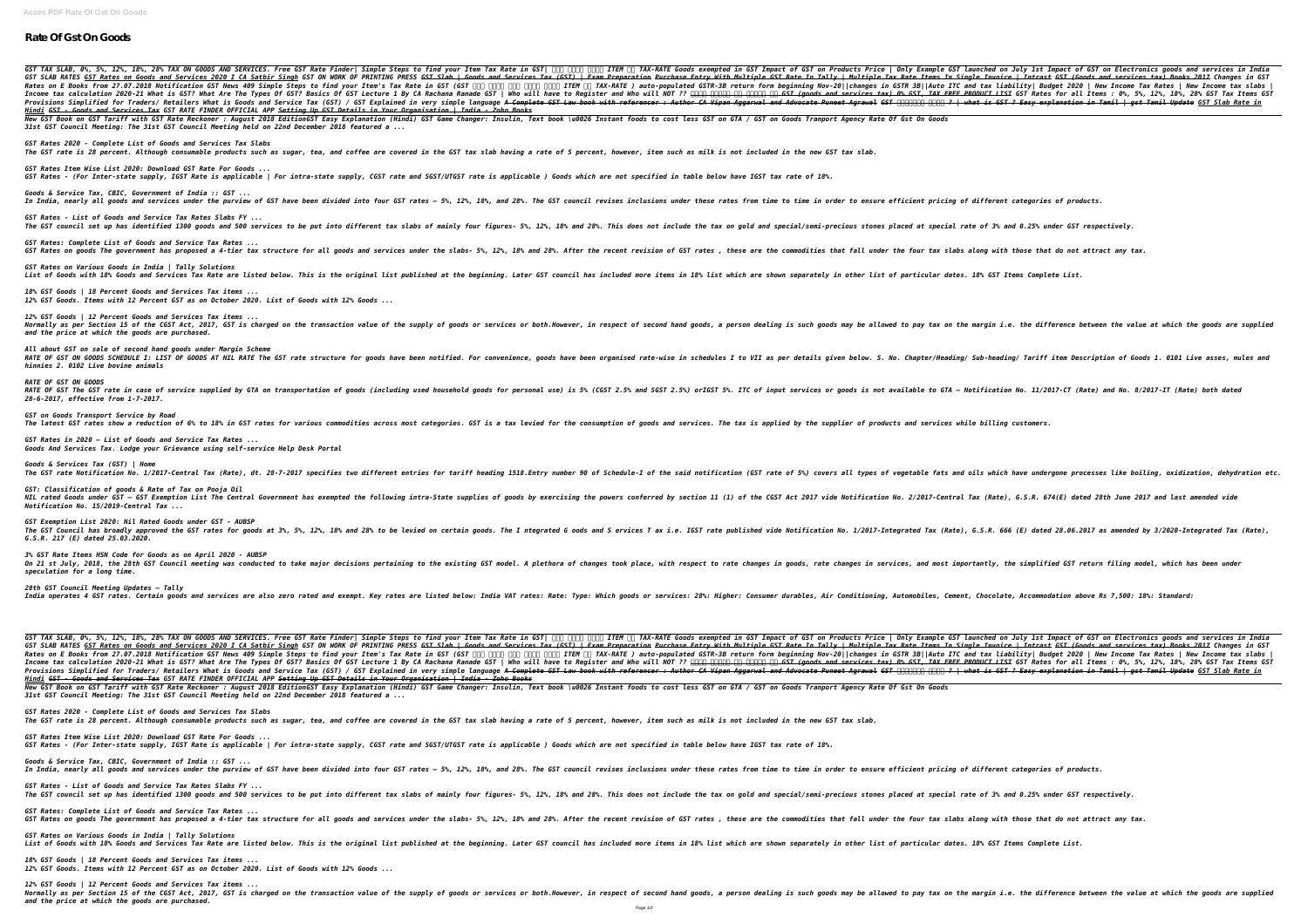# Rate Of Gst On Goods

GST TAX SLAB, 0%, 5%, 12%, 18%, 28% TAX ON GOODS AND SERVICES. Free GST Rate Finder| Simple Steps to find your Item Tax Rate in GST| अपने आइटम ITEM का TAX-RATE Goods exempted in GST Impact of GST on Products Price | Only Example GST launched on July 1st Impact of GST on Electronics goods and services in India GST SLAB RATES GST Rates on Goods and Services 2020 I CA Satbir Singh GST ON WORK OF PRINTING PRESS GST Slab | Goods and Services Tax (GST) | Exam Preparation Purchase Entry With Multiple GST Rate In Tally | Multiple Tax Rate Items In Single Invoice | Intrast GST (Goods and services tax) Books 2012 Changes in GST Rates on E Books from 27.07.2018 Notification GST News 409 Simple Steps to find your Item's Tax Rate in GST (GST में अपने आइटम ITEM का TAX-RATE ) auto-populated GSTR-3B return form beginning Nov-20||changes in GSTR 3B||Auto ITC and tax liability| Budget 2020 | New Income Tax Rates | New Income tax slabs | Income tax calculation 2020-21 What is GST? What Are The Types Of GST? Basics Of GST Lecture 1 By CA Rachana Ranade GST | Who will have to Register and Who will NOT ?? जानिए किसको GST (goods and services tax) 0% GST, TAX FREE PRODUCT LIST GST Rates for all Items : 0%, 5%, 12%, 18%, 28% GST Tax Items GST Provisions Simplified for Traders/ Retailers What is Goods and Service Tax (GST) / GST Explained in very simple language A Complete GST Law book with referencer : Author CA Vipan Aggarwal and Advocate Puneet Agrawal GST என்றால் என்ன ? | what is GST ? Easy explanation in Tamil | gst Tamil Update GST Slab Rate in Hindi GST - Goods and Services Tax GST RATE FINDER OFFICIAL APP Setting Up GST Details in Your Organisation | India - Zoho Books

New GST Book on GST Tariff with GST Rate Reckoner : August 2018 EditionGST Easy Explanation (Hindi) GST Game Changer: Insulin, Text book \u0026 Instant foods to cost less GST on GTA / GST on Goods Tranport Agency Rate Of Gst On Goods

31st GST Council Meeting: The 31st GST Council Meeting held on 22nd December 2018 featured a ...

*GST Rates 2020 - Complete List of Goods and Services Tax Slabs*

The GST rate is 28 percent. Although consumable products such as sugar, tea, and coffee are covered in the GST tax slab having a rate of 5 percent, however, item such as milk is not included in the new GST tax slab.

*GST Rates Item Wise List 2020: Download GST Rate For Goods ...*

GST Rates - (For Inter-state supply, IGST Rate is applicable | For intra-state supply, CGST rate and SGST/UTGST rate is applicable ) Goods which are not specified in table below have IGST tax rate of 18%.

*Goods & Service Tax, CBIC, Government of India :: GST ...*

In India, nearly all goods and services under the purview of GST have been divided into four GST rates – 5%, 12%, 18%, and 28%. The GST council revises inclusions under these rates from time to time in order to ensure efficient pricing of different categories of products.

*GST Rates - List of Goods and Service Tax Rates Slabs FY ...*

The GST council set up has identified 1300 goods and 500 services to be put into different tax slabs of mainly four figures- 5%, 12%, 18% and 28%. This does not include the tax on gold and special/semi-precious stones placed at special rate of 3% and 0.25% under GST respectively.

*GST Rates: Complete List of Goods and Service Tax Rates ...*

GST Rates on goods The government has proposed a 4-tier tax structure for all goods and services under the slabs- 5%, 12%, 18% and 28%. After the recent revision of GST rates , these are the commodities that fall under the four tax slabs along with those that do not attract any tax.

*GST Rates on Various Goods in India | Tally Solutions*

List of Goods with 18% Goods and Services Tax Rate are listed below. This is the original list published at the beginning. Later GST council has included more items in 18% list which are shown separately in other list of particular dates. 18% GST Items Complete List.

*18% GST Goods | 18 Percent Goods and Services Tax items ...*

12% GST Goods. Items with 12 Percent GST as on October 2020. List of Goods with 12% Goods ...

*12% GST Goods | 12 Percent Goods and Services Tax items ...*

Normally as per Section 15 of the CGST Act, 2017, GST is charged on the transaction value of the supply of goods or services or both.However, in respect of second hand goods, a person dealing is such goods may be allowed to pay tax on the margin i.e. the difference between the value at which the goods are supplied and the price at which the goods are purchased.

*All about GST on sale of second hand goods under Margin Scheme*

RATE OF GST ON GOODS SCHEDULE I: LIST OF GOODS AT NIL RATE The GST rate structure for goods have been notified. For convenience, goods have been organised rate-wise in schedules I to VII as per details given below. S. No. Chapter/Heading/ Sub-heading/ Tariff item Description of Goods 1. 0101 Live asses, mules and hinnies 2. 0102 Live bovine animals

*RATE OF GST ON GOODS*

RATE OF GST The GST rate in case of service supplied by GTA on transportation of goods (including used household goods for personal use) is 5% (CGST 2.5% and SGST 2.5%) orIGST 5%. ITC of input services or goods is not available to GTA – Notification No. 11/2017-CT (Rate) and No. 8/2017-IT (Rate) both dated 28-6-2017, effective from 1-7-2017.

*GST on Goods Transport Service by Road*

The latest GST rates show a reduction of 6% to 18% in GST rates for various commodities across most categories. GST is a tax levied for the consumption of goods and services. The tax is applied by the supplier of products and services while billing customers.

*GST Rates in 2020 – List of Goods and Service Tax Rates ...*

Goods And Services Tax. Lodge your Grievance using self-service Help Desk Portal

*Goods & Services Tax (GST) | Home*

The GST rate Notification No. 1/2017-Central Tax (Rate), dt. 28-7-2017 specifies two different entries for tariff heading 1518.Entry number 90 of Schedule-I of the said notification (GST rate of 5%) covers all types of vegetable fats and oils which have undergone processes like boiling, oxidization, dehydration etc.

*GST: Classification of goods & Rate of Tax on Pooja Oil*

NIL rated Goods under GST – GST Exemption List The Central Government has exempted the following intra-State supplies of goods by exercising the powers conferred by section 11 (1) of the CGST Act 2017 vide Notification No. 2/2017-Central Tax (Rate), G.S.R. 674(E) dated 28th June 2017 and last amended vide Notification No. 15/2019-Central Tax ...

*GST Exemption List 2020: Nil Rated Goods under GST - AUBSP*

The GST Council has broadly approved the GST rates for goods at 3%, 5%, 12%, 18% and 28% to be levied on certain goods. The I ntegrated G oods and S ervices T ax i.e. IGST rate published vide Notification No. 1/2017-Integrated Tax (Rate), G.S.R. 666 (E) dated 28.06.2017 as amended by 3/2020-Integrated Tax (Rate), G.S.R. 217 (E) dated 25.03.2020.

*3% GST Rate Items HSN Code for Goods as on April 2020 - AUBSP*

On 21 st July, 2018, the 28th GST Council meeting was conducted to take major decisions pertaining to the existing GST model. A plethora of changes took place, with respect to rate changes in goods, rate changes in services, and most importantly, the simplified GST return filing model, which has been under speculation for a long time.

*28th GST Council Meeting Updates – Tally*

India operates 4 GST rates. Certain goods and services are also zero rated and exempt. Key rates are listed below: India VAT rates: Rate: Type: Which goods or services: 28%: Higher: Consumer durables, Air Conditioning, Automobiles, Cement, Chocolate, Accommodation above Rs 7,500: 18%: Standard:

GST TAX SLAB, 0%, 5%, 12%, 18%, 28% TAX ON GOODS AND SERVICES. Free GST Rate Finder| Simple Steps to find your Item Tax Rate in GST| अपने आइटम ITEM का TAX-RATE Goods exempted in GST Impact of GST on Products Price | Only Example GST launched on July 1st Impact of GST on Electronics goods and services in India GST SLAB RATES GST Rates on Goods and Services 2020 I CA Satbir Singh GST ON WORK OF PRINTING PRESS GST Slab | Goods and Services Tax (GST) | Exam Preparation Purchase Entry With Multiple GST Rate In Tally | Multiple Tax Rate Items In Single Invoice | Intrast GST (Goods and services tax) Books 2012 Changes in GST Rates on E Books from 27.07.2018 Notification GST News 409 Simple Steps to find your Item's Tax Rate in GST (GST में अपने आइटम ITEM का TAX-RATE ) auto-populated GSTR-3B return form beginning Nov-20||changes in GSTR 3B||Auto ITC and tax liability| Budget 2020 | New Income Tax Rates | New Income tax slabs | Income tax calculation 2020-21 What is GST? What Are The Types Of GST? Basics Of GST Lecture 1 By CA Rachana Ranade GST | Who will have to Register and Who will NOT ?? जानिए किसको GST (goods and services tax) 0% GST, TAX FREE PRODUCT LIST GST Rates for all Items : 0%, 5%, 12%, 18%, 28% GST Tax Items GST Provisions Simplified for Traders/ Retailers What is Goods and Service Tax (GST) / GST Explained in very simple language A Complete GST Law book with referencer : Author CA Vipan Aggarwal and Advocate Puneet Agrawal GST என்றால் என்ன ? | what is GST ? Easy explanation in Tamil | gst Tamil Update GST Slab Rate in Hindi GST - Goods and Services Tax GST RATE FINDER OFFICIAL APP Setting Up GST Details in Your Organisation | India - Zoho Books

New GST Book on GST Tariff with GST Rate Reckoner : August 2018 EditionGST Easy Explanation (Hindi) GST Game Changer: Insulin, Text book \u0026 Instant foods to cost less GST on GTA / GST on Goods Tranport Agency Rate Of Gst On Goods

31st GST Council Meeting: The 31st GST Council Meeting held on 22nd December 2018 featured a ...

*GST Rates 2020 - Complete List of Goods and Services Tax Slabs*

The GST rate is 28 percent. Although consumable products such as sugar, tea, and coffee are covered in the GST tax slab having a rate of 5 percent, however, item such as milk is not included in the new GST tax slab.

*GST Rates Item Wise List 2020: Download GST Rate For Goods ...*

GST Rates - (For Inter-state supply, IGST Rate is applicable | For intra-state supply, CGST rate and SGST/UTGST rate is applicable ) Goods which are not specified in table below have IGST tax rate of 18%.

*Goods & Service Tax, CBIC, Government of India :: GST ...*

In India, nearly all goods and services under the purview of GST have been divided into four GST rates – 5%, 12%, 18%, and 28%. The GST council revises inclusions under these rates from time to time in order to ensure efficient pricing of different categories of products.

*GST Rates - List of Goods and Service Tax Rates Slabs FY ...*

The GST council set up has identified 1300 goods and 500 services to be put into different tax slabs of mainly four figures- 5%, 12%, 18% and 28%. This does not include the tax on gold and special/semi-precious stones placed at special rate of 3% and 0.25% under GST respectively.

*GST Rates: Complete List of Goods and Service Tax Rates ...*

GST Rates on goods The government has proposed a 4-tier tax structure for all goods and services under the slabs- 5%, 12%, 18% and 28%. After the recent revision of GST rates , these are the commodities that fall under the four tax slabs along with those that do not attract any tax.

*GST Rates on Various Goods in India | Tally Solutions*

List of Goods with 18% Goods and Services Tax Rate are listed below. This is the original list published at the beginning. Later GST council has included more items in 18% list which are shown separately in other list of particular dates. 18% GST Items Complete List.

*18% GST Goods | 18 Percent Goods and Services Tax items ...*

12% GST Goods. Items with 12 Percent GST as on October 2020. List of Goods with 12% Goods ...

*12% GST Goods | 12 Percent Goods and Services Tax items ...*

Normally as per Section 15 of the CGST Act, 2017, GST is charged on the transaction value of the supply of goods or services or both.However, in respect of second hand goods, a person dealing is such goods may be allowed to pay tax on the margin i.e. the difference between the value at which the goods are supplied and the price at which the goods are purchased.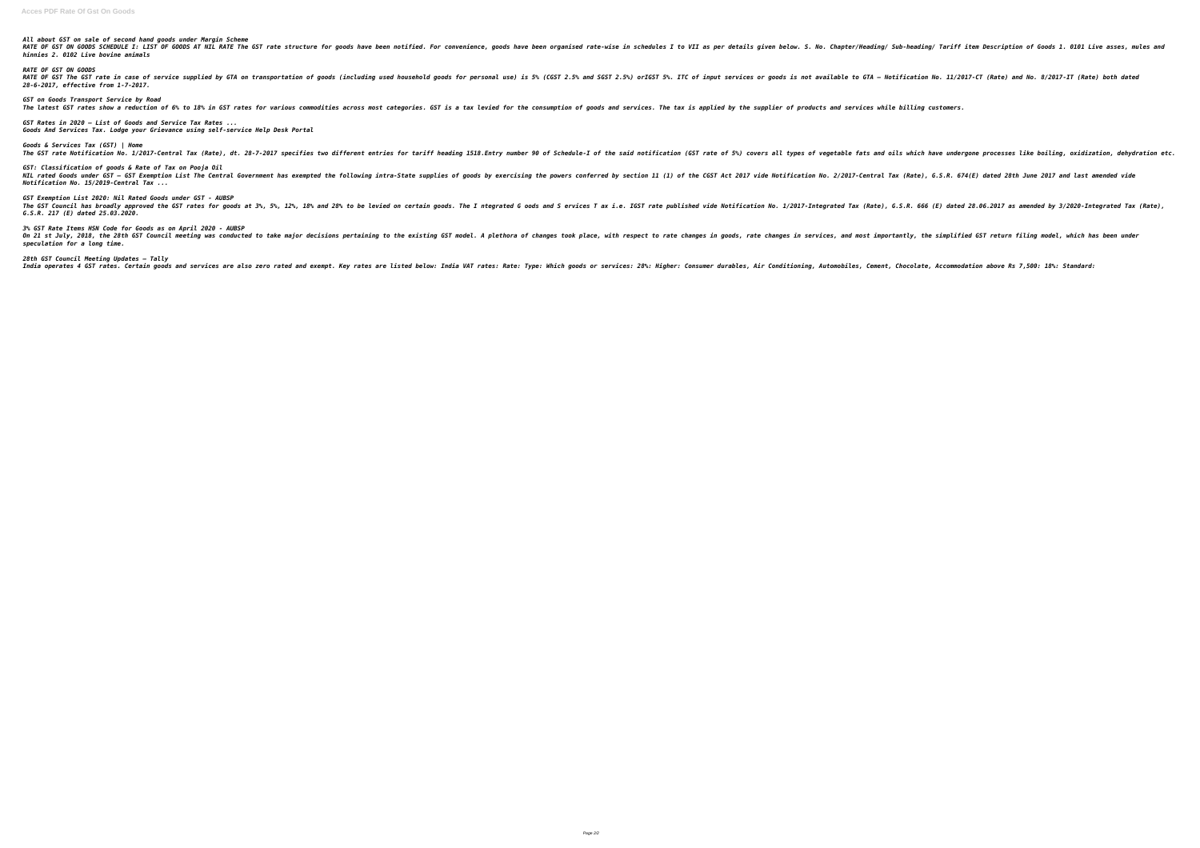***All about GST on sale of second hand goods under Margin Scheme***

*RATE OF GST ON GOODS SCHEDULE I: LIST OF GOODS AT NIL RATE The GST rate structure for goods have been notified. For convenience, goods have been organised rate-wise in schedules I to VII as per details given below. S. No. Chapter/Heading/ Sub-heading/ Tariff item Description of Goods 1. 0101 Live asses, mules and hinnies 2. 0102 Live bovine animals*

***RATE OF GST ON GOODS***

*RATE OF GST The GST rate in case of service supplied by GTA on transportation of goods (including used household goods for personal use) is 5% (CGST 2.5% and SGST 2.5%) orIGST 5%. ITC of input services or goods is not available to GTA – Notification No. 11/2017-CT (Rate) and No. 8/2017-IT (Rate) both dated 28-6-2017, effective from 1-7-2017.*

***GST on Goods Transport Service by Road***

*The latest GST rates show a reduction of 6% to 18% in GST rates for various commodities across most categories. GST is a tax levied for the consumption of goods and services. The tax is applied by the supplier of products and services while billing customers.*

***GST Rates in 2020 – List of Goods and Service Tax Rates ...***

***Goods And Services Tax. Lodge your Grievance using self-service Help Desk Portal***

***Goods & Services Tax (GST) | Home***

*The GST rate Notification No. 1/2017-Central Tax (Rate), dt. 28-7-2017 specifies two different entries for tariff heading 1518.Entry number 90 of Schedule-I of the said notification (GST rate of 5%) covers all types of vegetable fats and oils which have undergone processes like boiling, oxidization, dehydration etc.*

***GST: Classification of goods & Rate of Tax on Pooja Oil***

*NIL rated Goods under GST – GST Exemption List The Central Government has exempted the following intra-State supplies of goods by exercising the powers conferred by section 11 (1) of the CGST Act 2017 vide Notification No. 2/2017-Central Tax (Rate), G.S.R. 674(E) dated 28th June 2017 and last amended vide Notification No. 15/2019-Central Tax ...*

***GST Exemption List 2020: Nil Rated Goods under GST - AUBSP***

*The GST Council has broadly approved the GST rates for goods at 3%, 5%, 12%, 18% and 28% to be levied on certain goods. The I ntegrated G oods and S ervices T ax i.e. IGST rate published vide Notification No. 1/2017-Integrated Tax (Rate), G.S.R. 666 (E) dated 28.06.2017 as amended by 3/2020-Integrated Tax (Rate), G.S.R. 217 (E) dated 25.03.2020.*

***3% GST Rate Items HSN Code for Goods as on April 2020 - AUBSP***

*On 21 st July, 2018, the 28th GST Council meeting was conducted to take major decisions pertaining to the existing GST model. A plethora of changes took place, with respect to rate changes in goods, rate changes in services, and most importantly, the simplified GST return filing model, which has been under speculation for a long time.*

***28th GST Council Meeting Updates – Tally***

*India operates 4 GST rates. Certain goods and services are also zero rated and exempt. Key rates are listed below: India VAT rates: Rate: Type: Which goods or services: 28%: Higher: Consumer durables, Air Conditioning, Automobiles, Cement, Chocolate, Accommodation above Rs 7,500: 18%: Standard:*